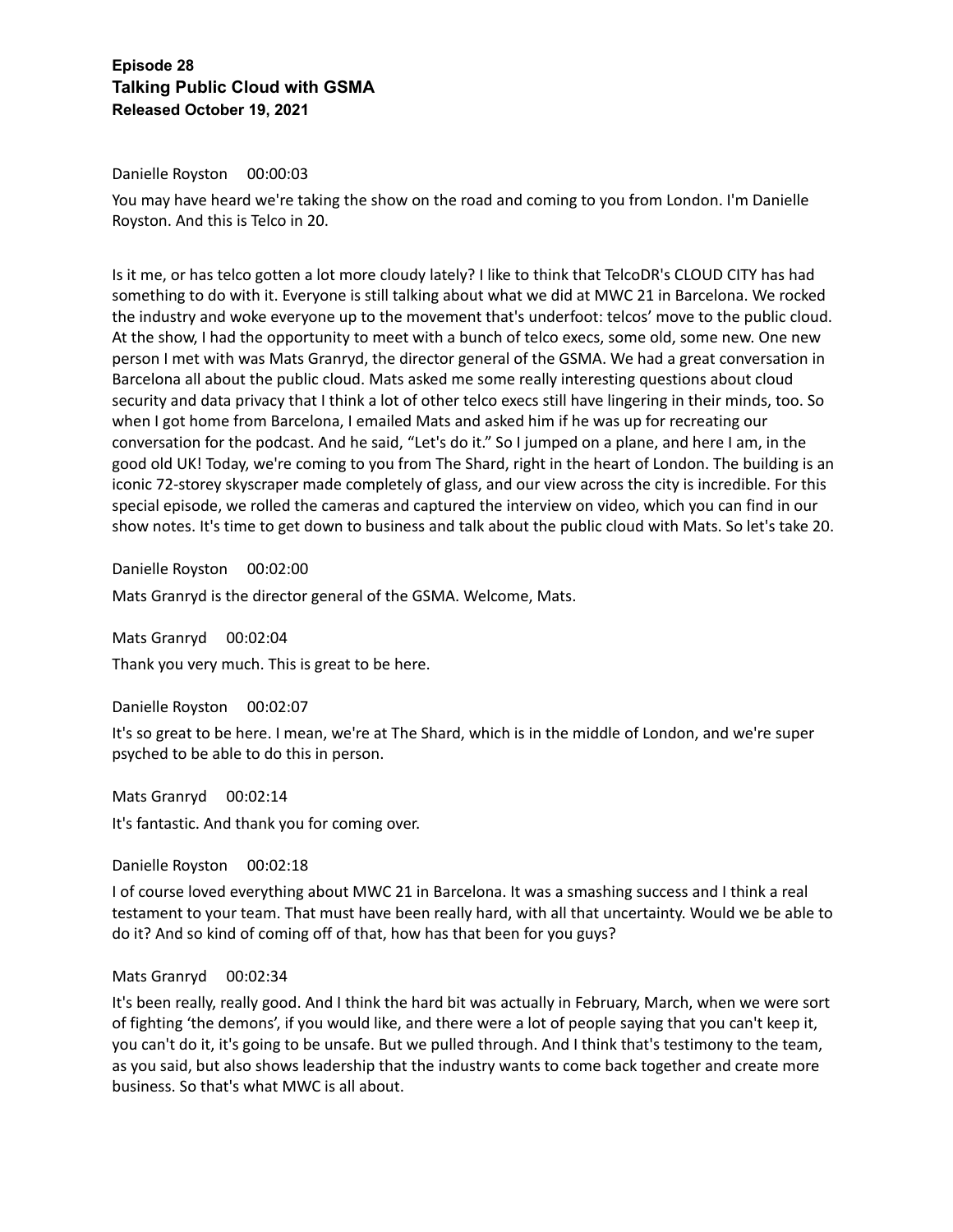## Episode 28
## Talking Public Cloud with GSMA
## Released October 19, 2021

Danielle Royston 00:00:03

You may have heard we're taking the show on the road and coming to you from London. I'm Danielle Royston. And this is Telco in 20.

Is it me, or has telco gotten a lot more cloudy lately? I like to think that TelcoDR's CLOUD CITY has had something to do with it. Everyone is still talking about what we did at MWC 21 in Barcelona. We rocked the industry and woke everyone up to the movement that's underfoot: telcos' move to the public cloud. At the show, I had the opportunity to meet with a bunch of telco execs, some old, some new. One new person I met with was Mats Granryd, the director general of the GSMA. We had a great conversation in Barcelona all about the public cloud. Mats asked me some really interesting questions about cloud security and data privacy that I think a lot of other telco execs still have lingering in their minds, too. So when I got home from Barcelona, I emailed Mats and asked him if he was up for recreating our conversation for the podcast. And he said, "Let's do it." So I jumped on a plane, and here I am, in the good old UK! Today, we're coming to you from The Shard, right in the heart of London. The building is an iconic 72-storey skyscraper made completely of glass, and our view across the city is incredible. For this special episode, we rolled the cameras and captured the interview on video, which you can find in our show notes. It's time to get down to business and talk about the public cloud with Mats. So let's take 20.

Danielle Royston 00:02:00

Mats Granryd is the director general of the GSMA. Welcome, Mats.

Mats Granryd 00:02:04

Thank you very much. This is great to be here.

Danielle Royston 00:02:07

It's so great to be here. I mean, we're at The Shard, which is in the middle of London, and we're super psyched to be able to do this in person.

Mats Granryd 00:02:14

It's fantastic. And thank you for coming over.

Danielle Royston 00:02:18

I of course loved everything about MWC 21 in Barcelona. It was a smashing success and I think a real testament to your team. That must have been really hard, with all that uncertainty. Would we be able to do it? And so kind of coming off of that, how has that been for you guys?

Mats Granryd 00:02:34

It's been really, really good. And I think the hard bit was actually in February, March, when we were sort of fighting 'the demons', if you would like, and there were a lot of people saying that you can't keep it, you can't do it, it's going to be unsafe. But we pulled through. And I think that's testimony to the team, as you said, but also shows leadership that the industry wants to come back together and create more business. So that's what MWC is all about.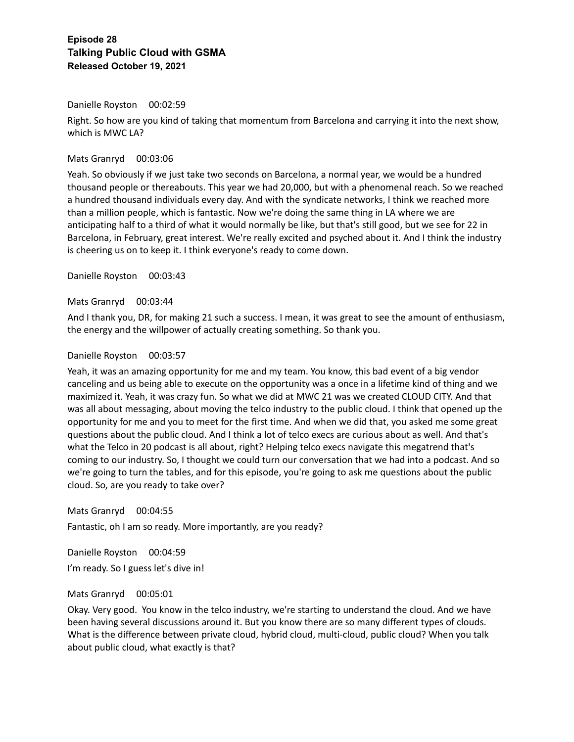**Episode 28**
**Talking Public Cloud with GSMA**
**Released October 19, 2021**

Danielle Royston 00:02:59

Right. So how are you kind of taking that momentum from Barcelona and carrying it into the next show, which is MWC LA?

Mats Granryd 00:03:06

Yeah. So obviously if we just take two seconds on Barcelona, a normal year, we would be a hundred thousand people or thereabouts. This year we had 20,000, but with a phenomenal reach. So we reached a hundred thousand individuals every day. And with the syndicate networks, I think we reached more than a million people, which is fantastic. Now we're doing the same thing in LA where we are anticipating half to a third of what it would normally be like, but that's still good, but we see for 22 in Barcelona, in February, great interest. We're really excited and psyched about it. And I think the industry is cheering us on to keep it. I think everyone's ready to come down.

Danielle Royston 00:03:43

Mats Granryd 00:03:44

And I thank you, DR, for making 21 such a success. I mean, it was great to see the amount of enthusiasm, the energy and the willpower of actually creating something. So thank you.

Danielle Royston 00:03:57

Yeah, it was an amazing opportunity for me and my team. You know, this bad event of a big vendor canceling and us being able to execute on the opportunity was a once in a lifetime kind of thing and we maximized it. Yeah, it was crazy fun. So what we did at MWC 21 was we created CLOUD CITY. And that was all about messaging, about moving the telco industry to the public cloud. I think that opened up the opportunity for me and you to meet for the first time. And when we did that, you asked me some great questions about the public cloud. And I think a lot of telco execs are curious about as well. And that's what the Telco in 20 podcast is all about, right? Helping telco execs navigate this megatrend that's coming to our industry. So, I thought we could turn our conversation that we had into a podcast. And so we're going to turn the tables, and for this episode, you're going to ask me questions about the public cloud. So, are you ready to take over?

Mats Granryd 00:04:55

Fantastic, oh I am so ready. More importantly, are you ready?

Danielle Royston 00:04:59

I'm ready. So I guess let's dive in!

Mats Granryd 00:05:01

Okay. Very good. You know in the telco industry, we're starting to understand the cloud. And we have been having several discussions around it. But you know there are so many different types of clouds. What is the difference between private cloud, hybrid cloud, multi-cloud, public cloud? When you talk about public cloud, what exactly is that?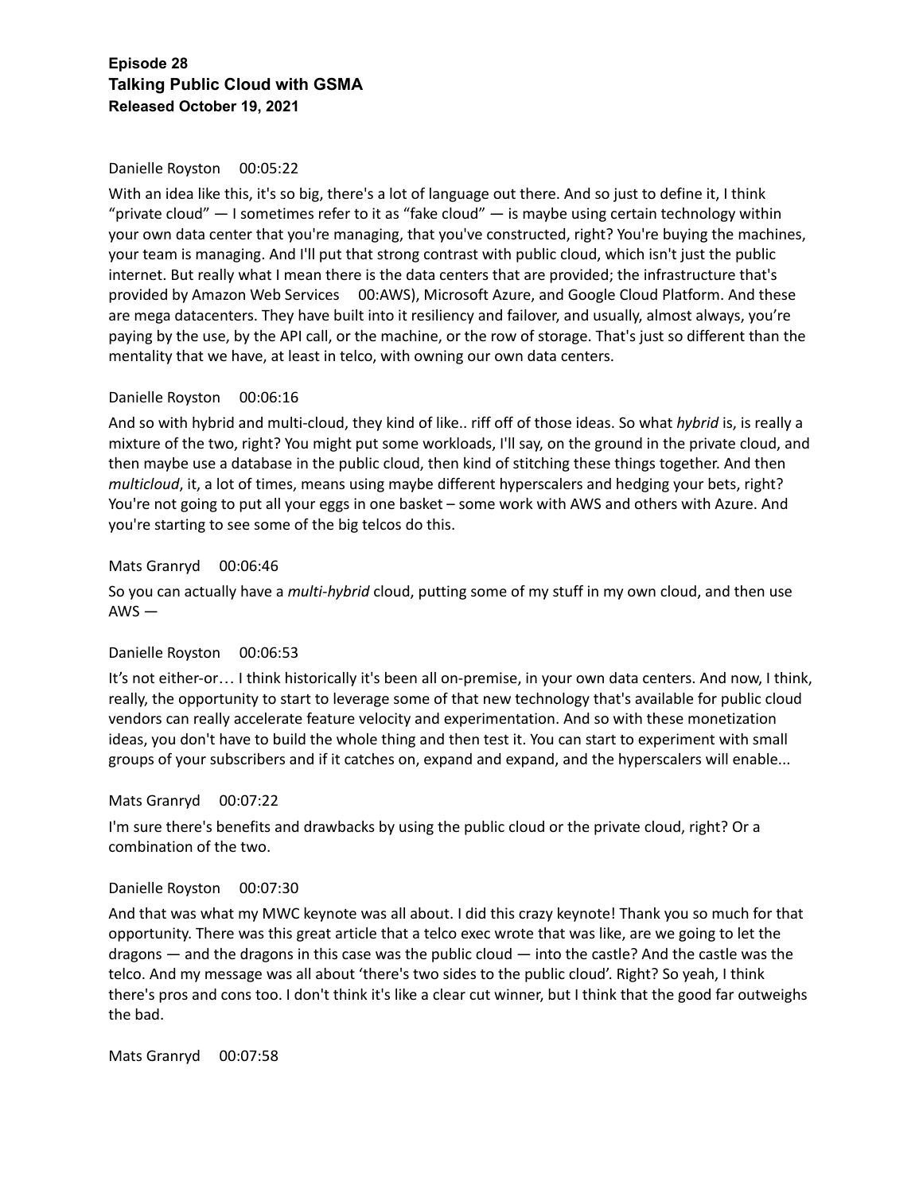**Episode 28**
**Talking Public Cloud with GSMA**
**Released October 19, 2021**

Danielle Royston 00:05:22

With an idea like this, it's so big, there's a lot of language out there. And so just to define it, I think "private cloud" — I sometimes refer to it as "fake cloud" — is maybe using certain technology within your own data center that you're managing, that you've constructed, right? You're buying the machines, your team is managing. And I'll put that strong contrast with public cloud, which isn't just the public internet. But really what I mean there is the data centers that are provided; the infrastructure that's provided by Amazon Web Services 00:AWS), Microsoft Azure, and Google Cloud Platform. And these are mega datacenters. They have built into it resiliency and failover, and usually, almost always, you're paying by the use, by the API call, or the machine, or the row of storage. That's just so different than the mentality that we have, at least in telco, with owning our own data centers.

Danielle Royston 00:06:16

And so with hybrid and multi-cloud, they kind of like.. riff off of those ideas. So what *hybrid* is, is really a mixture of the two, right? You might put some workloads, I'll say, on the ground in the private cloud, and then maybe use a database in the public cloud, then kind of stitching these things together. And then *multicloud*, it, a lot of times, means using maybe different hyperscalers and hedging your bets, right? You're not going to put all your eggs in one basket – some work with AWS and others with Azure. And you're starting to see some of the big telcos do this.

Mats Granryd 00:06:46

So you can actually have a *multi-hybrid* cloud, putting some of my stuff in my own cloud, and then use AWS —

Danielle Royston 00:06:53

It's not either-or… I think historically it's been all on-premise, in your own data centers. And now, I think, really, the opportunity to start to leverage some of that new technology that's available for public cloud vendors can really accelerate feature velocity and experimentation. And so with these monetization ideas, you don't have to build the whole thing and then test it. You can start to experiment with small groups of your subscribers and if it catches on, expand and expand, and the hyperscalers will enable...

Mats Granryd 00:07:22

I'm sure there's benefits and drawbacks by using the public cloud or the private cloud, right? Or a combination of the two.

Danielle Royston 00:07:30

And that was what my MWC keynote was all about. I did this crazy keynote! Thank you so much for that opportunity. There was this great article that a telco exec wrote that was like, are we going to let the dragons — and the dragons in this case was the public cloud — into the castle? And the castle was the telco. And my message was all about 'there's two sides to the public cloud'. Right? So yeah, I think there's pros and cons too. I don't think it's like a clear cut winner, but I think that the good far outweighs the bad.

Mats Granryd 00:07:58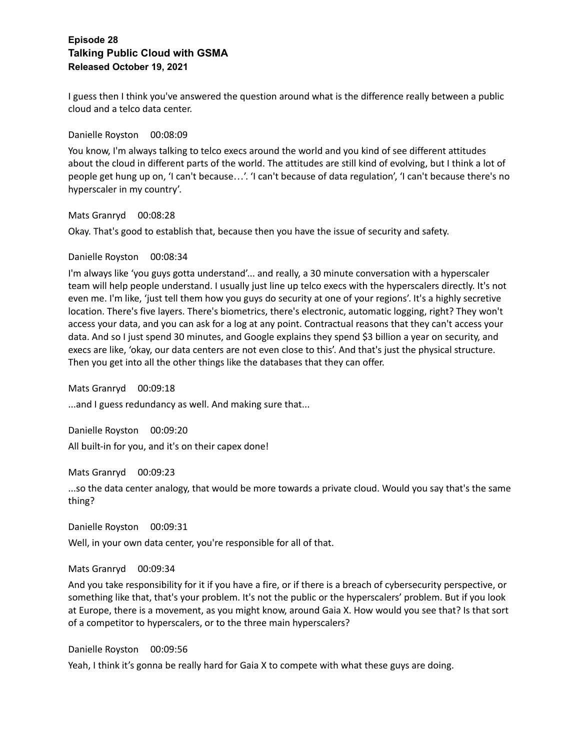**Episode 28**
**Talking Public Cloud with GSMA**
**Released October 19, 2021**

I guess then I think you've answered the question around what is the difference really between a public cloud and a telco data center.

Danielle Royston 00:08:09

You know, I'm always talking to telco execs around the world and you kind of see different attitudes about the cloud in different parts of the world. The attitudes are still kind of evolving, but I think a lot of people get hung up on, 'I can't because…'. 'I can't because of data regulation', 'I can't because there's no hyperscaler in my country'.

Mats Granryd 00:08:28

Okay. That's good to establish that, because then you have the issue of security and safety.

Danielle Royston 00:08:34

I'm always like 'you guys gotta understand'... and really, a 30 minute conversation with a hyperscaler team will help people understand. I usually just line up telco execs with the hyperscalers directly. It's not even me. I'm like, 'just tell them how you guys do security at one of your regions'. It's a highly secretive location. There's five layers. There's biometrics, there's electronic, automatic logging, right? They won't access your data, and you can ask for a log at any point. Contractual reasons that they can't access your data. And so I just spend 30 minutes, and Google explains they spend $3 billion a year on security, and execs are like, 'okay, our data centers are not even close to this'. And that's just the physical structure. Then you get into all the other things like the databases that they can offer.

Mats Granryd 00:09:18

...and I guess redundancy as well. And making sure that...

Danielle Royston 00:09:20

All built-in for you, and it's on their capex done!

Mats Granryd 00:09:23

...so the data center analogy, that would be more towards a private cloud. Would you say that's the same thing?

Danielle Royston 00:09:31

Well, in your own data center, you're responsible for all of that.

Mats Granryd 00:09:34

And you take responsibility for it if you have a fire, or if there is a breach of cybersecurity perspective, or something like that, that's your problem. It's not the public or the hyperscalers' problem. But if you look at Europe, there is a movement, as you might know, around Gaia X. How would you see that? Is that sort of a competitor to hyperscalers, or to the three main hyperscalers?

Danielle Royston 00:09:56

Yeah, I think it's gonna be really hard for Gaia X to compete with what these guys are doing.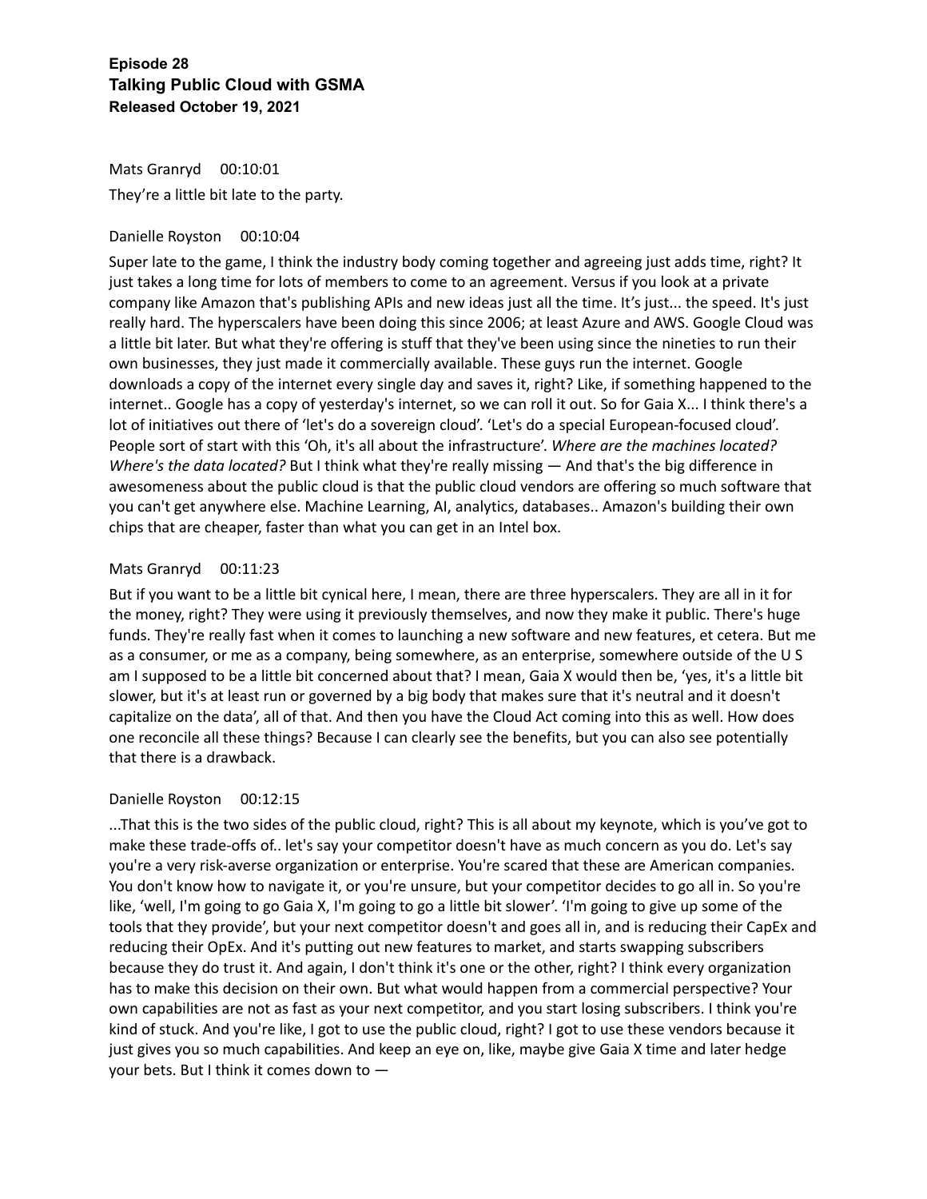**Episode 28**
**Talking Public Cloud with GSMA**
**Released October 19, 2021**

Mats Granryd 00:10:01

They're a little bit late to the party.

Danielle Royston 00:10:04

Super late to the game, I think the industry body coming together and agreeing just adds time, right? It just takes a long time for lots of members to come to an agreement. Versus if you look at a private company like Amazon that's publishing APIs and new ideas just all the time. It's just... the speed. It's just really hard. The hyperscalers have been doing this since 2006; at least Azure and AWS. Google Cloud was a little bit later. But what they're offering is stuff that they've been using since the nineties to run their own businesses, they just made it commercially available. These guys run the internet. Google downloads a copy of the internet every single day and saves it, right? Like, if something happened to the internet.. Google has a copy of yesterday's internet, so we can roll it out. So for Gaia X... I think there's a lot of initiatives out there of 'let's do a sovereign cloud'. 'Let's do a special European-focused cloud'. People sort of start with this 'Oh, it's all about the infrastructure'. *Where are the machines located? Where's the data located?* But I think what they're really missing — And that's the big difference in awesomeness about the public cloud is that the public cloud vendors are offering so much software that you can't get anywhere else. Machine Learning, AI, analytics, databases.. Amazon's building their own chips that are cheaper, faster than what you can get in an Intel box.

Mats Granryd 00:11:23

But if you want to be a little bit cynical here, I mean, there are three hyperscalers. They are all in it for the money, right? They were using it previously themselves, and now they make it public. There's huge funds. They're really fast when it comes to launching a new software and new features, et cetera. But me as a consumer, or me as a company, being somewhere, as an enterprise, somewhere outside of the U S am I supposed to be a little bit concerned about that? I mean, Gaia X would then be, 'yes, it's a little bit slower, but it's at least run or governed by a big body that makes sure that it's neutral and it doesn't capitalize on the data', all of that. And then you have the Cloud Act coming into this as well. How does one reconcile all these things? Because I can clearly see the benefits, but you can also see potentially that there is a drawback.

Danielle Royston 00:12:15

...That this is the two sides of the public cloud, right? This is all about my keynote, which is you've got to make these trade-offs of.. let's say your competitor doesn't have as much concern as you do. Let's say you're a very risk-averse organization or enterprise. You're scared that these are American companies. You don't know how to navigate it, or you're unsure, but your competitor decides to go all in. So you're like, 'well, I'm going to go Gaia X, I'm going to go a little bit slower'. 'I'm going to give up some of the tools that they provide', but your next competitor doesn't and goes all in, and is reducing their CapEx and reducing their OpEx. And it's putting out new features to market, and starts swapping subscribers because they do trust it. And again, I don't think it's one or the other, right? I think every organization has to make this decision on their own. But what would happen from a commercial perspective? Your own capabilities are not as fast as your next competitor, and you start losing subscribers. I think you're kind of stuck. And you're like, I got to use the public cloud, right? I got to use these vendors because it just gives you so much capabilities. And keep an eye on, like, maybe give Gaia X time and later hedge your bets. But I think it comes down to —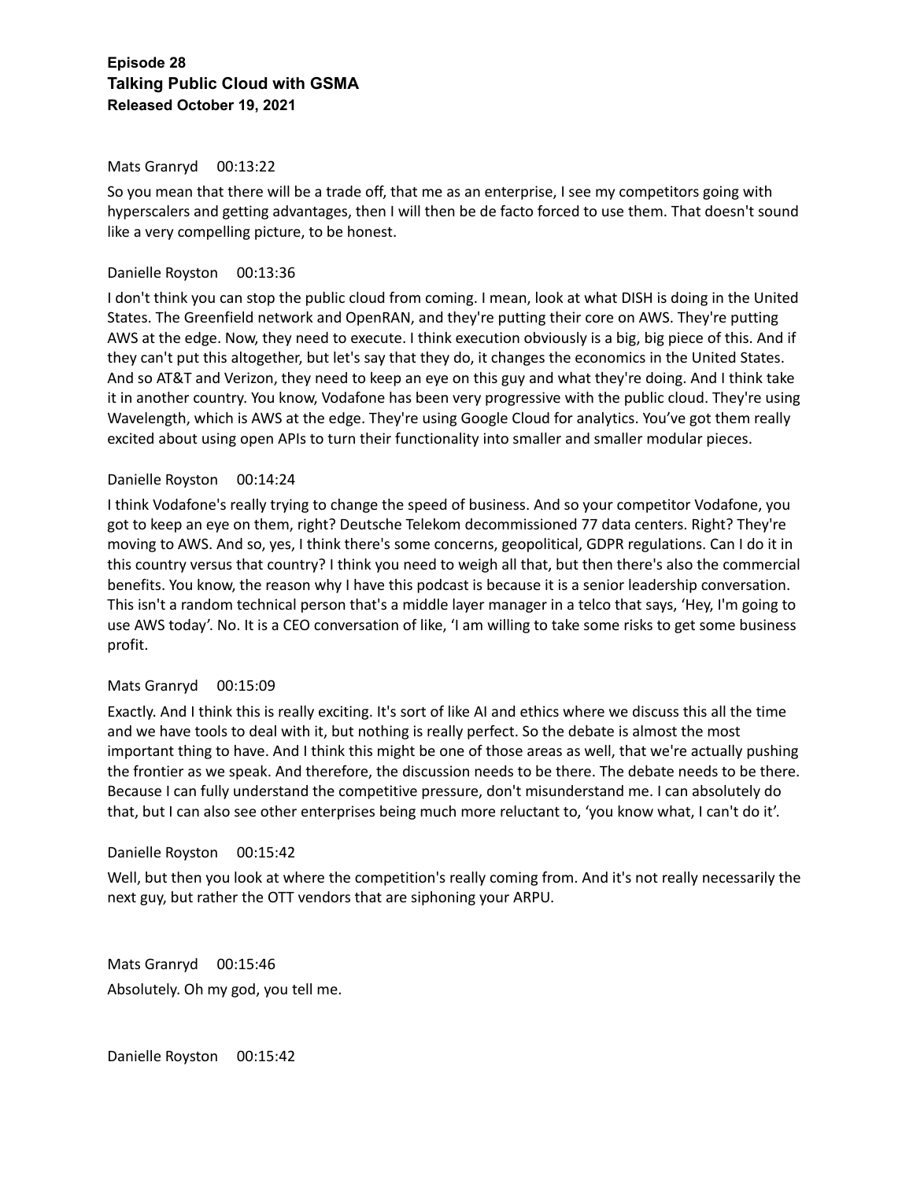**Episode 28**
**Talking Public Cloud with GSMA**
**Released October 19, 2021**

Mats Granryd 00:13:22

So you mean that there will be a trade off, that me as an enterprise, I see my competitors going with hyperscalers and getting advantages, then I will then be de facto forced to use them. That doesn't sound like a very compelling picture, to be honest.

Danielle Royston 00:13:36

I don't think you can stop the public cloud from coming. I mean, look at what DISH is doing in the United States. The Greenfield network and OpenRAN, and they're putting their core on AWS. They're putting AWS at the edge. Now, they need to execute. I think execution obviously is a big, big piece of this. And if they can't put this altogether, but let's say that they do, it changes the economics in the United States. And so AT&T and Verizon, they need to keep an eye on this guy and what they're doing. And I think take it in another country. You know, Vodafone has been very progressive with the public cloud. They're using Wavelength, which is AWS at the edge. They're using Google Cloud for analytics. You've got them really excited about using open APIs to turn their functionality into smaller and smaller modular pieces.

Danielle Royston 00:14:24

I think Vodafone's really trying to change the speed of business. And so your competitor Vodafone, you got to keep an eye on them, right? Deutsche Telekom decommissioned 77 data centers. Right? They're moving to AWS. And so, yes, I think there's some concerns, geopolitical, GDPR regulations. Can I do it in this country versus that country? I think you need to weigh all that, but then there's also the commercial benefits. You know, the reason why I have this podcast is because it is a senior leadership conversation. This isn't a random technical person that's a middle layer manager in a telco that says, 'Hey, I'm going to use AWS today'. No. It is a CEO conversation of like, 'I am willing to take some risks to get some business profit.

Mats Granryd 00:15:09

Exactly. And I think this is really exciting. It's sort of like AI and ethics where we discuss this all the time and we have tools to deal with it, but nothing is really perfect. So the debate is almost the most important thing to have. And I think this might be one of those areas as well, that we're actually pushing the frontier as we speak. And therefore, the discussion needs to be there. The debate needs to be there. Because I can fully understand the competitive pressure, don't misunderstand me. I can absolutely do that, but I can also see other enterprises being much more reluctant to, 'you know what, I can't do it'.

Danielle Royston 00:15:42

Well, but then you look at where the competition's really coming from. And it's not really necessarily the next guy, but rather the OTT vendors that are siphoning your ARPU.

Mats Granryd 00:15:46

Absolutely. Oh my god, you tell me.

Danielle Royston 00:15:42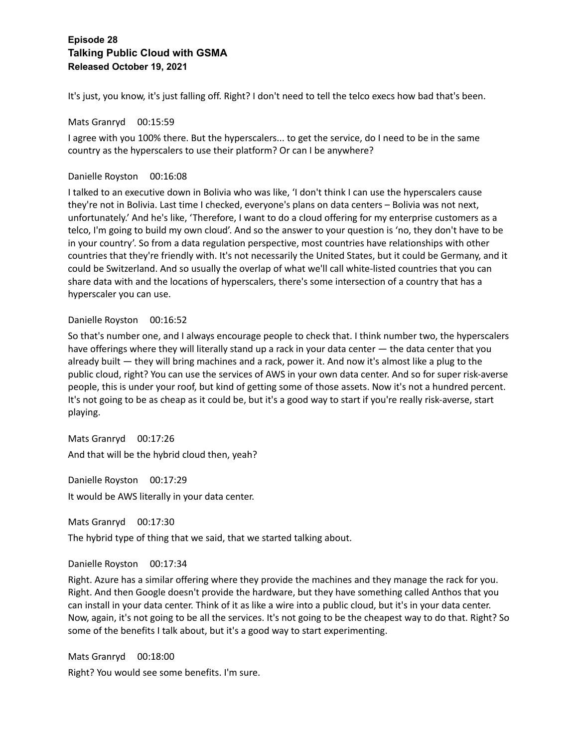It's just, you know, it's just falling off. Right? I don't need to tell the telco execs how bad that's been.

Mats Granryd 00:15:59

I agree with you 100% there. But the hyperscalers... to get the service, do I need to be in the same country as the hyperscalers to use their platform? Or can I be anywhere?

Danielle Royston 00:16:08

I talked to an executive down in Bolivia who was like, 'I don't think I can use the hyperscalers cause they're not in Bolivia. Last time I checked, everyone's plans on data centers – Bolivia was not next, unfortunately.' And he's like, 'Therefore, I want to do a cloud offering for my enterprise customers as a telco, I'm going to build my own cloud'. And so the answer to your question is 'no, they don't have to be in your country'. So from a data regulation perspective, most countries have relationships with other countries that they're friendly with. It's not necessarily the United States, but it could be Germany, and it could be Switzerland. And so usually the overlap of what we'll call white-listed countries that you can share data with and the locations of hyperscalers, there's some intersection of a country that has a hyperscaler you can use.

Danielle Royston 00:16:52

So that's number one, and I always encourage people to check that. I think number two, the hyperscalers have offerings where they will literally stand up a rack in your data center — the data center that you already built — they will bring machines and a rack, power it. And now it's almost like a plug to the public cloud, right? You can use the services of AWS in your own data center. And so for super risk-averse people, this is under your roof, but kind of getting some of those assets. Now it's not a hundred percent. It's not going to be as cheap as it could be, but it's a good way to start if you're really risk-averse, start playing.

Mats Granryd 00:17:26

And that will be the hybrid cloud then, yeah?

Danielle Royston 00:17:29

It would be AWS literally in your data center.

Mats Granryd 00:17:30

The hybrid type of thing that we said, that we started talking about.

Danielle Royston 00:17:34

Right. Azure has a similar offering where they provide the machines and they manage the rack for you. Right. And then Google doesn't provide the hardware, but they have something called Anthos that you can install in your data center. Think of it as like a wire into a public cloud, but it's in your data center. Now, again, it's not going to be all the services. It's not going to be the cheapest way to do that. Right? So some of the benefits I talk about, but it's a good way to start experimenting.

Mats Granryd 00:18:00

Right? You would see some benefits. I'm sure.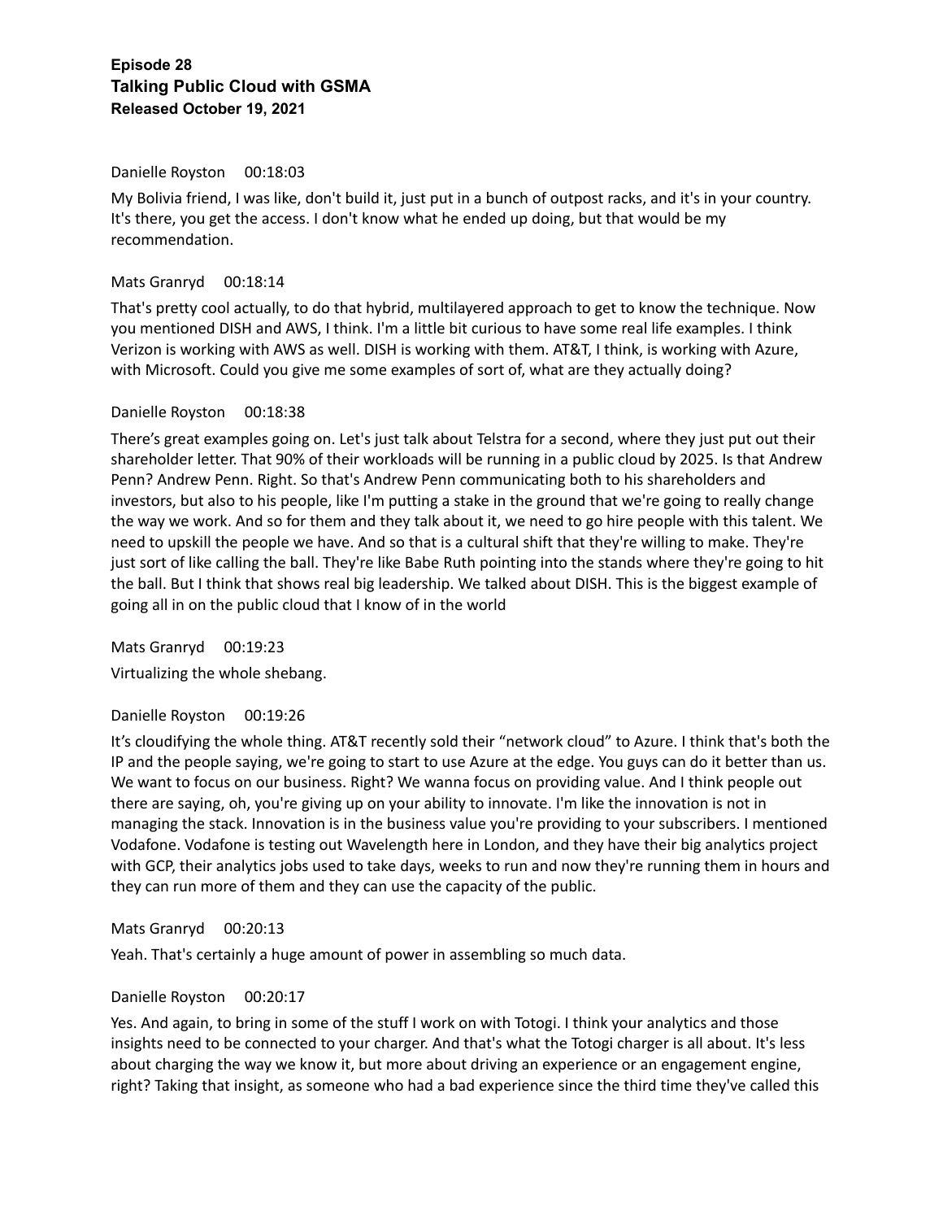**Episode 28**
**Talking Public Cloud with GSMA**
**Released October 19, 2021**

Danielle Royston 00:18:03

My Bolivia friend, I was like, don't build it, just put in a bunch of outpost racks, and it's in your country. It's there, you get the access. I don't know what he ended up doing, but that would be my recommendation.

Mats Granryd 00:18:14

That's pretty cool actually, to do that hybrid, multilayered approach to get to know the technique. Now you mentioned DISH and AWS, I think. I'm a little bit curious to have some real life examples. I think Verizon is working with AWS as well. DISH is working with them. AT&T, I think, is working with Azure, with Microsoft. Could you give me some examples of sort of, what are they actually doing?

Danielle Royston 00:18:38

There's great examples going on. Let's just talk about Telstra for a second, where they just put out their shareholder letter. That 90% of their workloads will be running in a public cloud by 2025. Is that Andrew Penn? Andrew Penn. Right. So that's Andrew Penn communicating both to his shareholders and investors, but also to his people, like I'm putting a stake in the ground that we're going to really change the way we work. And so for them and they talk about it, we need to go hire people with this talent. We need to upskill the people we have. And so that is a cultural shift that they're willing to make. They're just sort of like calling the ball. They're like Babe Ruth pointing into the stands where they're going to hit the ball. But I think that shows real big leadership. We talked about DISH. This is the biggest example of going all in on the public cloud that I know of in the world

Mats Granryd 00:19:23

Virtualizing the whole shebang.

Danielle Royston 00:19:26

It's cloudifying the whole thing. AT&T recently sold their "network cloud" to Azure. I think that's both the IP and the people saying, we're going to start to use Azure at the edge. You guys can do it better than us. We want to focus on our business. Right? We wanna focus on providing value. And I think people out there are saying, oh, you're giving up on your ability to innovate. I'm like the innovation is not in managing the stack. Innovation is in the business value you're providing to your subscribers. I mentioned Vodafone. Vodafone is testing out Wavelength here in London, and they have their big analytics project with GCP, their analytics jobs used to take days, weeks to run and now they're running them in hours and they can run more of them and they can use the capacity of the public.

Mats Granryd 00:20:13

Yeah. That's certainly a huge amount of power in assembling so much data.

Danielle Royston 00:20:17

Yes. And again, to bring in some of the stuff I work on with Totogi. I think your analytics and those insights need to be connected to your charger. And that's what the Totogi charger is all about. It's less about charging the way we know it, but more about driving an experience or an engagement engine, right? Taking that insight, as someone who had a bad experience since the third time they've called this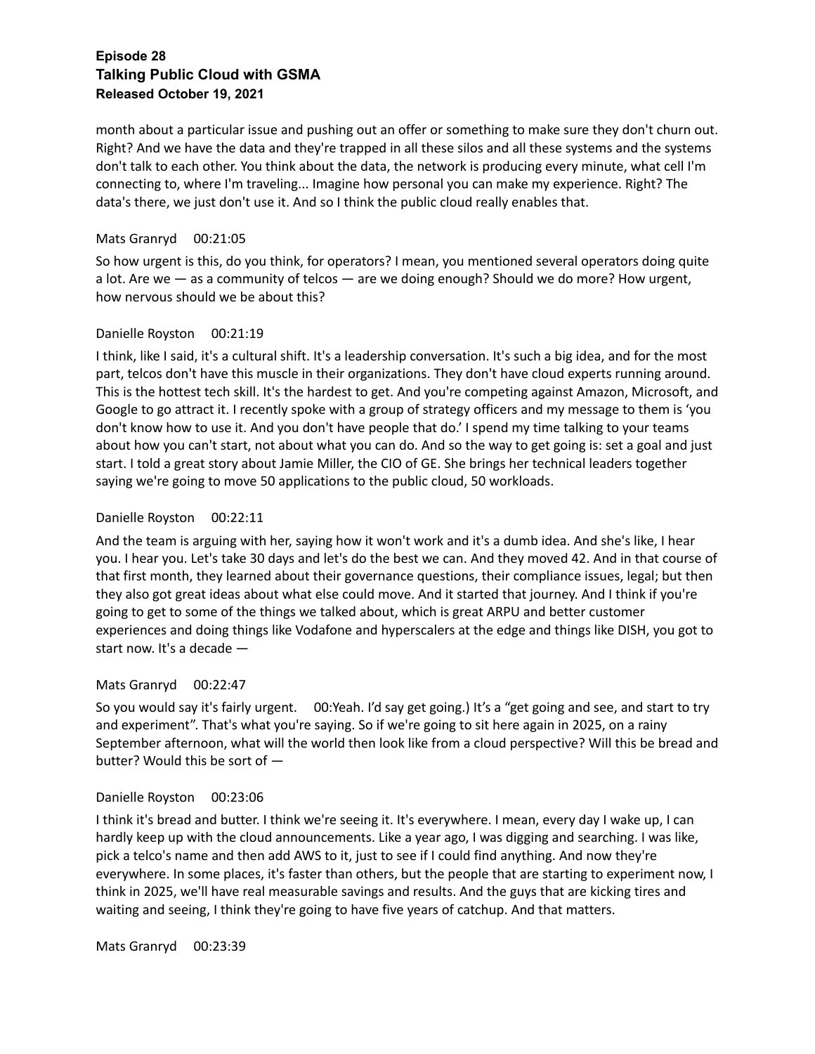month about a particular issue and pushing out an offer or something to make sure they don't churn out. Right? And we have the data and they're trapped in all these silos and all these systems and the systems don't talk to each other. You think about the data, the network is producing every minute, what cell I'm connecting to, where I'm traveling... Imagine how personal you can make my experience. Right? The data's there, we just don't use it. And so I think the public cloud really enables that.

Mats Granryd 00:21:05

So how urgent is this, do you think, for operators? I mean, you mentioned several operators doing quite a lot. Are we — as a community of telcos — are we doing enough? Should we do more? How urgent, how nervous should we be about this?

Danielle Royston 00:21:19

I think, like I said, it's a cultural shift. It's a leadership conversation. It's such a big idea, and for the most part, telcos don't have this muscle in their organizations. They don't have cloud experts running around. This is the hottest tech skill. It's the hardest to get. And you're competing against Amazon, Microsoft, and Google to go attract it. I recently spoke with a group of strategy officers and my message to them is 'you don't know how to use it. And you don't have people that do.' I spend my time talking to your teams about how you can't start, not about what you can do. And so the way to get going is: set a goal and just start. I told a great story about Jamie Miller, the CIO of GE. She brings her technical leaders together saying we're going to move 50 applications to the public cloud, 50 workloads.

Danielle Royston 00:22:11

And the team is arguing with her, saying how it won't work and it's a dumb idea. And she's like, I hear you. I hear you. Let's take 30 days and let's do the best we can. And they moved 42. And in that course of that first month, they learned about their governance questions, their compliance issues, legal; but then they also got great ideas about what else could move. And it started that journey. And I think if you're going to get to some of the things we talked about, which is great ARPU and better customer experiences and doing things like Vodafone and hyperscalers at the edge and things like DISH, you got to start now. It's a decade —

Mats Granryd 00:22:47

So you would say it's fairly urgent. 00:Yeah. I'd say get going.) It's a "get going and see, and start to try and experiment". That's what you're saying. So if we're going to sit here again in 2025, on a rainy September afternoon, what will the world then look like from a cloud perspective? Will this be bread and butter? Would this be sort of —

Danielle Royston 00:23:06

I think it's bread and butter. I think we're seeing it. It's everywhere. I mean, every day I wake up, I can hardly keep up with the cloud announcements. Like a year ago, I was digging and searching. I was like, pick a telco's name and then add AWS to it, just to see if I could find anything. And now they're everywhere. In some places, it's faster than others, but the people that are starting to experiment now, I think in 2025, we'll have real measurable savings and results. And the guys that are kicking tires and waiting and seeing, I think they're going to have five years of catchup. And that matters.

Mats Granryd 00:23:39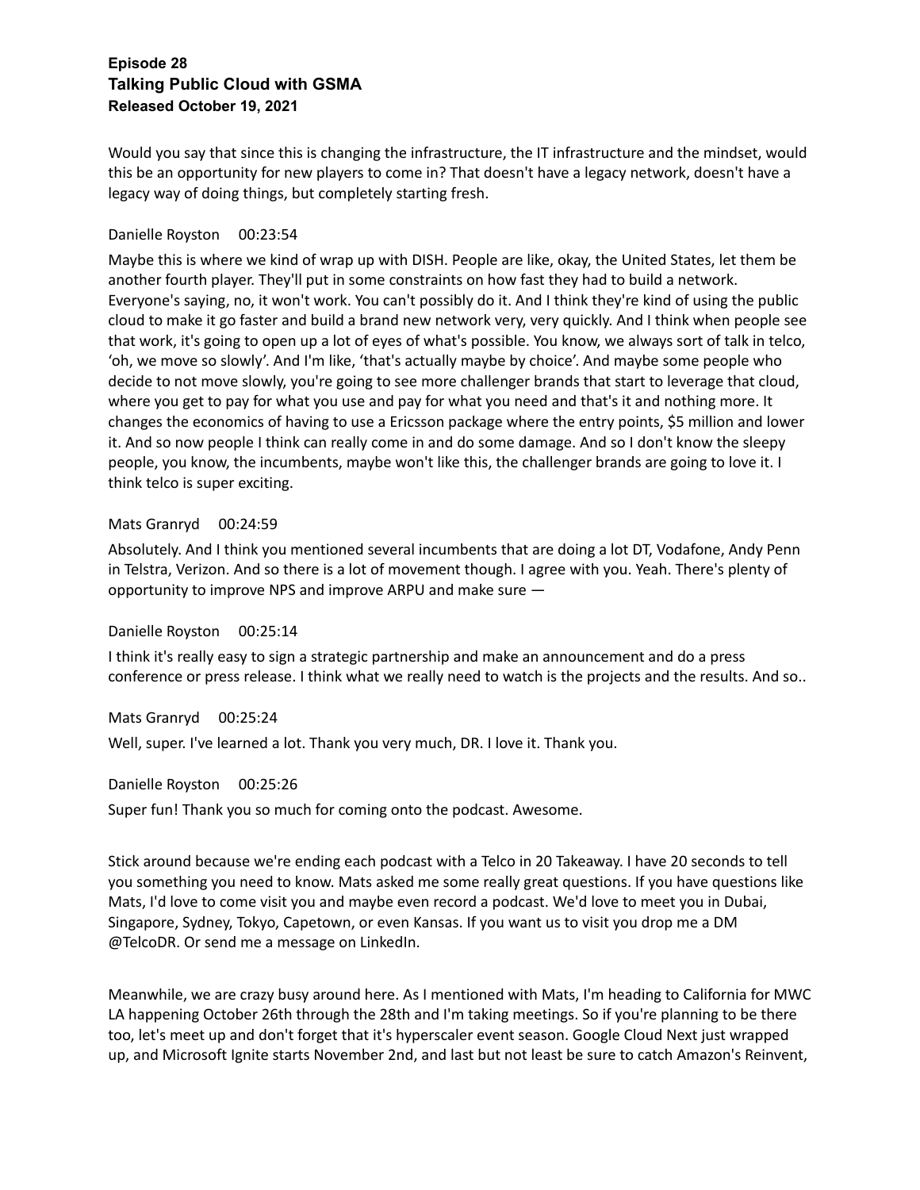**Episode 28**
**Talking Public Cloud with GSMA**
**Released October 19, 2021**

Would you say that since this is changing the infrastructure, the IT infrastructure and the mindset, would this be an opportunity for new players to come in? That doesn't have a legacy network, doesn't have a legacy way of doing things, but completely starting fresh.

Danielle Royston 00:23:54

Maybe this is where we kind of wrap up with DISH. People are like, okay, the United States, let them be another fourth player. They'll put in some constraints on how fast they had to build a network. Everyone's saying, no, it won't work. You can't possibly do it. And I think they're kind of using the public cloud to make it go faster and build a brand new network very, very quickly. And I think when people see that work, it's going to open up a lot of eyes of what's possible. You know, we always sort of talk in telco, 'oh, we move so slowly'. And I'm like, 'that's actually maybe by choice'. And maybe some people who decide to not move slowly, you're going to see more challenger brands that start to leverage that cloud, where you get to pay for what you use and pay for what you need and that's it and nothing more. It changes the economics of having to use a Ericsson package where the entry points, $5 million and lower it. And so now people I think can really come in and do some damage. And so I don't know the sleepy people, you know, the incumbents, maybe won't like this, the challenger brands are going to love it. I think telco is super exciting.

Mats Granryd 00:24:59

Absolutely. And I think you mentioned several incumbents that are doing a lot DT, Vodafone, Andy Penn in Telstra, Verizon. And so there is a lot of movement though. I agree with you. Yeah. There's plenty of opportunity to improve NPS and improve ARPU and make sure —

Danielle Royston 00:25:14

I think it's really easy to sign a strategic partnership and make an announcement and do a press conference or press release. I think what we really need to watch is the projects and the results. And so..

Mats Granryd 00:25:24

Well, super. I've learned a lot. Thank you very much, DR. I love it. Thank you.

Danielle Royston 00:25:26

Super fun! Thank you so much for coming onto the podcast. Awesome.

Stick around because we're ending each podcast with a Telco in 20 Takeaway. I have 20 seconds to tell you something you need to know. Mats asked me some really great questions. If you have questions like Mats, I'd love to come visit you and maybe even record a podcast. We'd love to meet you in Dubai, Singapore, Sydney, Tokyo, Capetown, or even Kansas. If you want us to visit you drop me a DM @TelcoDR. Or send me a message on LinkedIn.

Meanwhile, we are crazy busy around here. As I mentioned with Mats, I'm heading to California for MWC LA happening October 26th through the 28th and I'm taking meetings. So if you're planning to be there too, let's meet up and don't forget that it's hyperscaler event season. Google Cloud Next just wrapped up, and Microsoft Ignite starts November 2nd, and last but not least be sure to catch Amazon's Reinvent,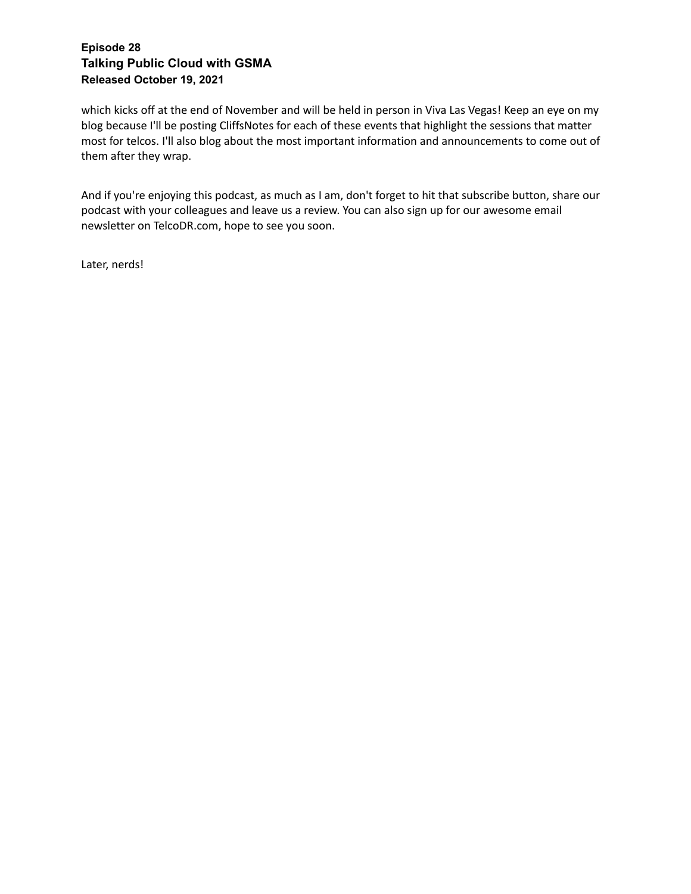which kicks off at the end of November and will be held in person in Viva Las Vegas! Keep an eye on my blog because I'll be posting CliffsNotes for each of these events that highlight the sessions that matter most for telcos. I'll also blog about the most important information and announcements to come out of them after they wrap.

And if you're enjoying this podcast, as much as I am, don't forget to hit that subscribe button, share our podcast with your colleagues and leave us a review. You can also sign up for our awesome email newsletter on TelcoDR.com, hope to see you soon.

Later, nerds!